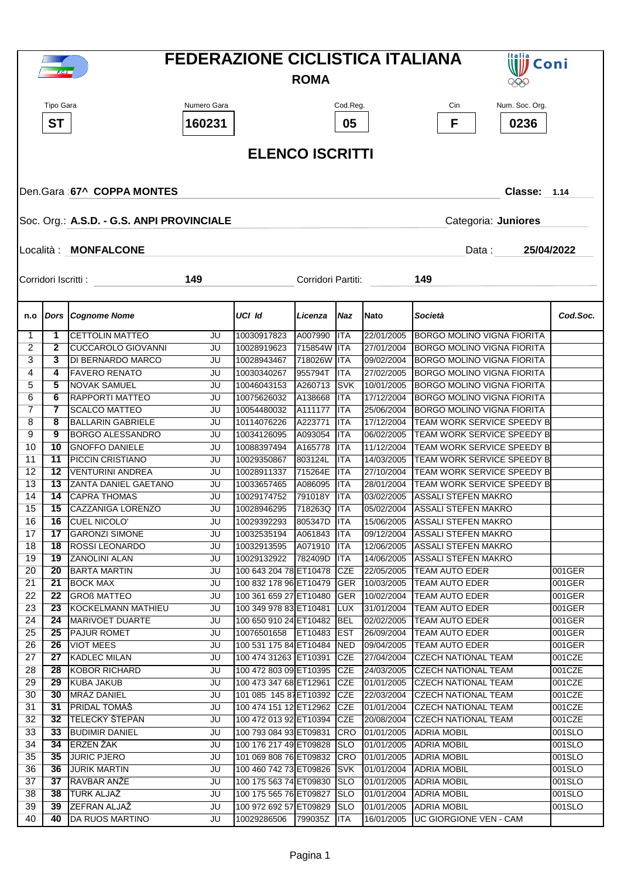# FEDERAZIONE CICLISTICA ITALIANA

**ROMA**

| Tipo Gara | Numero Gara | Cod.Reg. | Cin | Num. Soc. Org. |
|---|---|---|---|---|
| **ST** | **160231** | **05** | **F** | **0236** |

## ELENCO ISCRITTI

Den.Gara : **67^ COPPA MONTES** — **Classe: 1.14**

Soc. Org.: **A.S.D. - G.S. ANPI PROVINCIALE** — Categoria: **Juniores**

Località : **MONFALCONE** — Data : **25/04/2022**

Corridori Iscritti : **149** — Corridori Partiti: **149**

| n.o | Dors | Cognome Nome | | UCI Id | Licenza | Naz | Nato | Società | Cod.Soc. |
|---|---|---|---|---|---|---|---|---|---|
| 1 | 1 | CETTOLIN MATTEO | JU | 10030917823 | A007990 | ITA | 22/01/2005 | BORGO MOLINO VIGNA FIORITA | |
| 2 | 2 | CUCCAROLO GIOVANNI | JU | 10028919623 | 715854W | ITA | 27/01/2004 | BORGO MOLINO VIGNA FIORITA | |
| 3 | 3 | DI BERNARDO MARCO | JU | 10028943467 | 718026W | ITA | 09/02/2004 | BORGO MOLINO VIGNA FIORITA | |
| 4 | 4 | FAVERO RENATO | JU | 10030340267 | 955794T | ITA | 27/02/2005 | BORGO MOLINO VIGNA FIORITA | |
| 5 | 5 | NOVAK SAMUEL | JU | 10046043153 | A260713 | SVK | 10/01/2005 | BORGO MOLINO VIGNA FIORITA | |
| 6 | 6 | RAPPORTI MATTEO | JU | 10075626032 | A138668 | ITA | 17/12/2004 | BORGO MOLINO VIGNA FIORITA | |
| 7 | 7 | SCALCO MATTEO | JU | 10054480032 | A111177 | ITA | 25/06/2004 | BORGO MOLINO VIGNA FIORITA | |
| 8 | 8 | BALLARIN GABRIELE | JU | 10114076226 | A223771 | ITA | 17/12/2004 | TEAM WORK SERVICE SPEEDY B | |
| 9 | 9 | BORGO ALESSANDRO | JU | 10034126095 | A093054 | ITA | 06/02/2005 | TEAM WORK SERVICE SPEEDY B | |
| 10 | 10 | GNOFFO DANIELE | JU | 10088397494 | A165778 | ITA | 11/12/2004 | TEAM WORK SERVICE SPEEDY B | |
| 11 | 11 | PICCIN CRISTIANO | JU | 10029350867 | 803124L | ITA | 14/03/2005 | TEAM WORK SERVICE SPEEDY B | |
| 12 | 12 | VENTURINI ANDREA | JU | 10028911337 | 715264E | ITA | 27/10/2004 | TEAM WORK SERVICE SPEEDY B | |
| 13 | 13 | ZANTA DANIEL GAETANO | JU | 10033657465 | A086095 | ITA | 28/01/2004 | TEAM WORK SERVICE SPEEDY B | |
| 14 | 14 | CAPRA THOMAS | JU | 10029174752 | 791018Y | ITA | 03/02/2005 | ASSALI STEFEN MAKRO | |
| 15 | 15 | CAZZANIGA LORENZO | JU | 10028946295 | 718263Q | ITA | 05/02/2004 | ASSALI STEFEN MAKRO | |
| 16 | 16 | CUEL NICOLO' | JU | 10029392293 | 805347D | ITA | 15/06/2005 | ASSALI STEFEN MAKRO | |
| 17 | 17 | GARONZI SIMONE | JU | 10032535194 | A061843 | ITA | 09/12/2004 | ASSALI STEFEN MAKRO | |
| 18 | 18 | ROSSI LEONARDO | JU | 10032913595 | A071910 | ITA | 12/06/2005 | ASSALI STEFEN MAKRO | |
| 19 | 19 | ZANOLINI ALAN | JU | 10029132922 | 782409D | ITA | 14/06/2005 | ASSALI STEFEN MAKRO | |
| 20 | 20 | BARTA MARTIN | JU | 100 643 204 78 | ET10478 | CZE | 22/05/2005 | TEAM AUTO EDER | 001GER |
| 21 | 21 | BOCK MAX | JU | 100 832 178 96 | ET10479 | GER | 10/03/2005 | TEAM AUTO EDER | 001GER |
| 22 | 22 | GROß MATTEO | JU | 100 361 659 27 | ET10480 | GER | 10/02/2004 | TEAM AUTO EDER | 001GER |
| 23 | 23 | KOCKELMANN MATHIEU | JU | 100 349 978 83 | ET10481 | LUX | 31/01/2004 | TEAM AUTO EDER | 001GER |
| 24 | 24 | MARIVOET DUARTE | JU | 100 650 910 24 | ET10482 | BEL | 02/02/2005 | TEAM AUTO EDER | 001GER |
| 25 | 25 | PAJUR ROMET | JU | 10076501658 | ET10483 | EST | 26/09/2004 | TEAM AUTO EDER | 001GER |
| 26 | 26 | VIOT MEES | JU | 100 531 175 84 | ET10484 | NED | 09/04/2005 | TEAM AUTO EDER | 001GER |
| 27 | 27 | KADLEC MILAN | JU | 100 474 31263 | ET10391 | CZE | 27/04/2004 | CZECH NATIONAL TEAM | 001CZE |
| 28 | 28 | KOBOR RICHARD | JU | 100 472 803 09 | ET10395 | CZE | 24/03/2005 | CZECH NATIONAL TEAM | 001CZE |
| 29 | 29 | KUBA JAKUB | JU | 100 473 347 68 | ET12961 | CZE | 01/01/2005 | CZECH NATIONAL TEAM | 001CZE |
| 30 | 30 | MRÁZ DANIEL | JU | 101 085 145 87 | ET10392 | CZE | 22/03/2004 | CZECH NATIONAL TEAM | 001CZE |
| 31 | 31 | PRIDAL TOMÁŠ | JU | 100 474 151 12 | ET12962 | CZE | 01/01/2004 | CZECH NATIONAL TEAM | 001CZE |
| 32 | 32 | TELECKÝ ŠTEPÁN | JU | 100 472 013 92 | ET10394 | CZE | 20/08/2004 | CZECH NATIONAL TEAM | 001CZE |
| 33 | 33 | BUDIMIR DANIEL | JU | 100 793 084 93 | ET09831 | CRO | 01/01/2005 | ADRIA MOBIL | 001SLO |
| 34 | 34 | ERZEN ŽAK | JU | 100 176 217 49 | ET09828 | SLO | 01/01/2005 | ADRIA MOBIL | 001SLO |
| 35 | 35 | JURIC PJERO | JU | 101 069 808 76 | ET09832 | CRO | 01/01/2005 | ADRIA MOBIL | 001SLO |
| 36 | 36 | JURIK MARTIN | JU | 100 460 742 73 | ET09826 | SVK | 01/01/2004 | ADRIA MOBIL | 001SLO |
| 37 | 37 | RAVBAR ANŽE | JU | 100 175 563 74 | ET09830 | SLO | 01/01/2005 | ADRIA MOBIL | 001SLO |
| 38 | 38 | TURK ALJAŽ | JU | 100 175 565 76 | ET09827 | SLO | 01/01/2004 | ADRIA MOBIL | 001SLO |
| 39 | 39 | ZEFRAN ALJAŽ | JU | 100 972 692 57 | ET09829 | SLO | 01/01/2005 | ADRIA MOBIL | 001SLO |
| 40 | 40 | DA RUOS MARTINO | JU | 10029286506 | 799035Z | ITA | 16/01/2005 | UC GIORGIONE VEN - CAM | |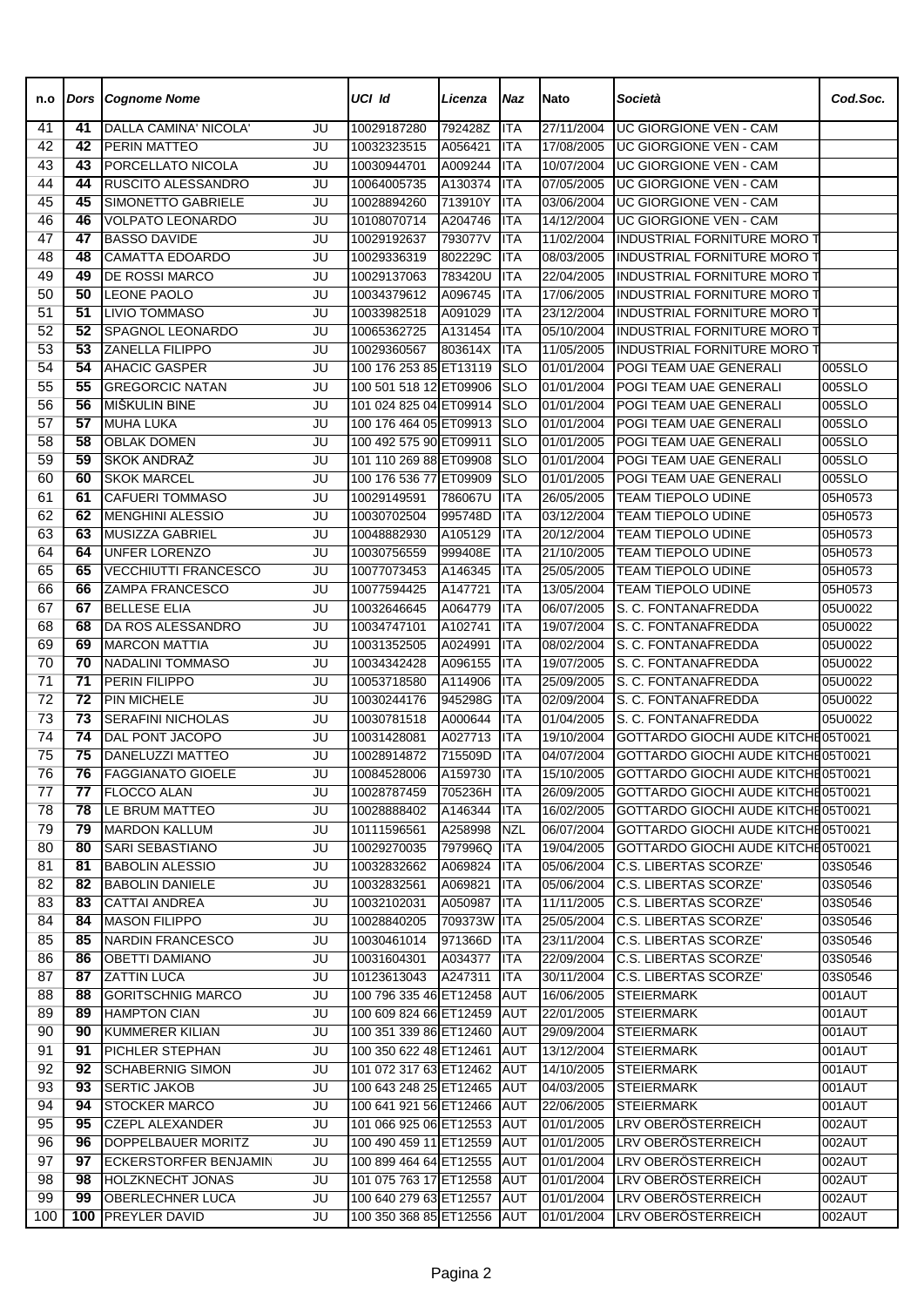| n.o | Dors | Cognome Nome | | UCI Id | Licenza | Naz | Nato | Società | Cod.Soc. |
|---|---|---|---|---|---|---|---|---|---|
| 41 | 41 | DALLA CAMINA' NICOLA' | JU | 10029187280 | 792428Z | ITA | 27/11/2004 | UC GIORGIONE VEN - CAM | |
| 42 | 42 | PERIN MATTEO | JU | 10032323515 | A056421 | ITA | 17/08/2005 | UC GIORGIONE VEN - CAM | |
| 43 | 43 | PORCELLATO NICOLA | JU | 10030944701 | A009244 | ITA | 10/07/2004 | UC GIORGIONE VEN - CAM | |
| 44 | 44 | RUSCITO ALESSANDRO | JU | 10064005735 | A130374 | ITA | 07/05/2005 | UC GIORGIONE VEN - CAM | |
| 45 | 45 | SIMONETTO GABRIELE | JU | 10028894260 | 713910Y | ITA | 03/06/2004 | UC GIORGIONE VEN - CAM | |
| 46 | 46 | VOLPATO LEONARDO | JU | 10108070714 | A204746 | ITA | 14/12/2004 | UC GIORGIONE VEN - CAM | |
| 47 | 47 | BASSO DAVIDE | JU | 10029192637 | 793077V | ITA | 11/02/2004 | INDUSTRIAL FORNITURE MORO T | |
| 48 | 48 | CAMATTA EDOARDO | JU | 10029336319 | 802229C | ITA | 08/03/2005 | INDUSTRIAL FORNITURE MORO T | |
| 49 | 49 | DE ROSSI MARCO | JU | 10029137063 | 783420U | ITA | 22/04/2005 | INDUSTRIAL FORNITURE MORO T | |
| 50 | 50 | LEONE PAOLO | JU | 10034379612 | A096745 | ITA | 17/06/2005 | INDUSTRIAL FORNITURE MORO T | |
| 51 | 51 | LIVIO TOMMASO | JU | 10033982518 | A091029 | ITA | 23/12/2004 | INDUSTRIAL FORNITURE MORO T | |
| 52 | 52 | SPAGNOL LEONARDO | JU | 10065362725 | A131454 | ITA | 05/10/2004 | INDUSTRIAL FORNITURE MORO T | |
| 53 | 53 | ZANELLA FILIPPO | JU | 10029360567 | 803614X | ITA | 11/05/2005 | INDUSTRIAL FORNITURE MORO T | |
| 54 | 54 | AHACIC GASPER | JU | 100 176 253 85 | ET13119 | SLO | 01/01/2004 | POGI TEAM UAE GENERALI | 005SLO |
| 55 | 55 | GREGORCIC NATAN | JU | 100 501 518 12 | ET09906 | SLO | 01/01/2004 | POGI TEAM UAE GENERALI | 005SLO |
| 56 | 56 | MIŠKULIN BINE | JU | 101 024 825 04 | ET09914 | SLO | 01/01/2004 | POGI TEAM UAE GENERALI | 005SLO |
| 57 | 57 | MUHA LUKA | JU | 100 176 464 05 | ET09913 | SLO | 01/01/2004 | POGI TEAM UAE GENERALI | 005SLO |
| 58 | 58 | OBLAK DOMEN | JU | 100 492 575 90 | ET09911 | SLO | 01/01/2005 | POGI TEAM UAE GENERALI | 005SLO |
| 59 | 59 | SKOK ANDRAŽ | JU | 101 110 269 88 | ET09908 | SLO | 01/01/2004 | POGI TEAM UAE GENERALI | 005SLO |
| 60 | 60 | SKOK MARCEL | JU | 100 176 536 77 | ET09909 | SLO | 01/01/2005 | POGI TEAM UAE GENERALI | 005SLO |
| 61 | 61 | CAFUERI TOMMASO | JU | 10029149591 | 786067U | ITA | 26/05/2005 | TEAM TIEPOLO UDINE | 05H0573 |
| 62 | 62 | MENGHINI ALESSIO | JU | 10030702504 | 995748D | ITA | 03/12/2004 | TEAM TIEPOLO UDINE | 05H0573 |
| 63 | 63 | MUSIZZA GABRIEL | JU | 10048882930 | A105129 | ITA | 20/12/2004 | TEAM TIEPOLO UDINE | 05H0573 |
| 64 | 64 | UNFER LORENZO | JU | 10030756559 | 999408E | ITA | 21/10/2005 | TEAM TIEPOLO UDINE | 05H0573 |
| 65 | 65 | VECCHIUTTI FRANCESCO | JU | 10077073453 | A146345 | ITA | 25/05/2005 | TEAM TIEPOLO UDINE | 05H0573 |
| 66 | 66 | ZAMPA FRANCESCO | JU | 10077594425 | A147721 | ITA | 13/05/2004 | TEAM TIEPOLO UDINE | 05H0573 |
| 67 | 67 | BELLESE ELIA | JU | 10032646645 | A064779 | ITA | 06/07/2005 | S. C. FONTANAFREDDA | 05U0022 |
| 68 | 68 | DA ROS ALESSANDRO | JU | 10034747101 | A102741 | ITA | 19/07/2004 | S. C. FONTANAFREDDA | 05U0022 |
| 69 | 69 | MARCON MATTIA | JU | 10031352505 | A024991 | ITA | 08/02/2004 | S. C. FONTANAFREDDA | 05U0022 |
| 70 | 70 | NADALINI TOMMASO | JU | 10034342428 | A096155 | ITA | 19/07/2005 | S. C. FONTANAFREDDA | 05U0022 |
| 71 | 71 | PERIN FILIPPO | JU | 10053718580 | A114906 | ITA | 25/09/2005 | S. C. FONTANAFREDDA | 05U0022 |
| 72 | 72 | PIN MICHELE | JU | 10030244176 | 945298G | ITA | 02/09/2004 | S. C. FONTANAFREDDA | 05U0022 |
| 73 | 73 | SERAFINI NICHOLAS | JU | 10030781518 | A000644 | ITA | 01/04/2005 | S. C. FONTANAFREDDA | 05U0022 |
| 74 | 74 | DAL PONT JACOPO | JU | 10031428081 | A027713 | ITA | 19/10/2004 | GOTTARDO GIOCHI AUDE KITCHE | 05T0021 |
| 75 | 75 | DANELUZZI MATTEO | JU | 10028914872 | 715509D | ITA | 04/07/2004 | GOTTARDO GIOCHI AUDE KITCHE | 05T0021 |
| 76 | 76 | FAGGIANATO GIOELE | JU | 10084528006 | A159730 | ITA | 15/10/2005 | GOTTARDO GIOCHI AUDE KITCHE | 05T0021 |
| 77 | 77 | FLOCCO ALAN | JU | 10028787459 | 705236H | ITA | 26/09/2005 | GOTTARDO GIOCHI AUDE KITCHE | 05T0021 |
| 78 | 78 | LE BRUM MATTEO | JU | 10028888402 | A146344 | ITA | 16/02/2005 | GOTTARDO GIOCHI AUDE KITCHE | 05T0021 |
| 79 | 79 | MARDON KALLUM | JU | 10111596561 | A258998 | NZL | 06/07/2004 | GOTTARDO GIOCHI AUDE KITCHE | 05T0021 |
| 80 | 80 | SARI SEBASTIANO | JU | 10029270035 | 797996Q | ITA | 19/04/2005 | GOTTARDO GIOCHI AUDE KITCHE | 05T0021 |
| 81 | 81 | BABOLIN ALESSIO | JU | 10032832662 | A069824 | ITA | 05/06/2004 | C.S. LIBERTAS SCORZE' | 03S0546 |
| 82 | 82 | BABOLIN DANIELE | JU | 10032832561 | A069821 | ITA | 05/06/2004 | C.S. LIBERTAS SCORZE' | 03S0546 |
| 83 | 83 | CATTAI ANDREA | JU | 10032102031 | A050987 | ITA | 11/11/2005 | C.S. LIBERTAS SCORZE' | 03S0546 |
| 84 | 84 | MASON FILIPPO | JU | 10028840205 | 709373W | ITA | 25/05/2004 | C.S. LIBERTAS SCORZE' | 03S0546 |
| 85 | 85 | NARDIN FRANCESCO | JU | 10030461014 | 971366D | ITA | 23/11/2004 | C.S. LIBERTAS SCORZE' | 03S0546 |
| 86 | 86 | OBETTI DAMIANO | JU | 10031604301 | A034377 | ITA | 22/09/2004 | C.S. LIBERTAS SCORZE' | 03S0546 |
| 87 | 87 | ZATTIN LUCA | JU | 10123613043 | A247311 | ITA | 30/11/2004 | C.S. LIBERTAS SCORZE' | 03S0546 |
| 88 | 88 | GORITSCHNIG MARCO | JU | 100 796 335 46 | ET12458 | AUT | 16/06/2005 | STEIERMARK | 001AUT |
| 89 | 89 | HAMPTON CIAN | JU | 100 609 824 66 | ET12459 | AUT | 22/01/2005 | STEIERMARK | 001AUT |
| 90 | 90 | KUMMERER KILIAN | JU | 100 351 339 86 | ET12460 | AUT | 29/09/2004 | STEIERMARK | 001AUT |
| 91 | 91 | PICHLER STEPHAN | JU | 100 350 622 48 | ET12461 | AUT | 13/12/2004 | STEIERMARK | 001AUT |
| 92 | 92 | SCHABERNIG SIMON | JU | 101 072 317 63 | ET12462 | AUT | 14/10/2005 | STEIERMARK | 001AUT |
| 93 | 93 | SERTIC JAKOB | JU | 100 643 248 25 | ET12465 | AUT | 04/03/2005 | STEIERMARK | 001AUT |
| 94 | 94 | STOCKER MARCO | JU | 100 641 921 56 | ET12466 | AUT | 22/06/2005 | STEIERMARK | 001AUT |
| 95 | 95 | CZEPL ALEXANDER | JU | 101 066 925 06 | ET12553 | AUT | 01/01/2005 | LRV OBERÖSTERREICH | 002AUT |
| 96 | 96 | DOPPELBAUER MORITZ | JU | 100 490 459 11 | ET12559 | AUT | 01/01/2005 | LRV OBERÖSTERREICH | 002AUT |
| 97 | 97 | ECKERSTORFER BENJAMIN | JU | 100 899 464 64 | ET12555 | AUT | 01/01/2004 | LRV OBERÖSTERREICH | 002AUT |
| 98 | 98 | HOLZKNECHT JONAS | JU | 101 075 763 17 | ET12558 | AUT | 01/01/2004 | LRV OBERÖSTERREICH | 002AUT |
| 99 | 99 | OBERLECHNER LUCA | JU | 100 640 279 63 | ET12557 | AUT | 01/01/2004 | LRV OBERÖSTERREICH | 002AUT |
| 100 | 100 | PREYLER DAVID | JU | 100 350 368 85 | ET12556 | AUT | 01/01/2004 | LRV OBERÖSTERREICH | 002AUT |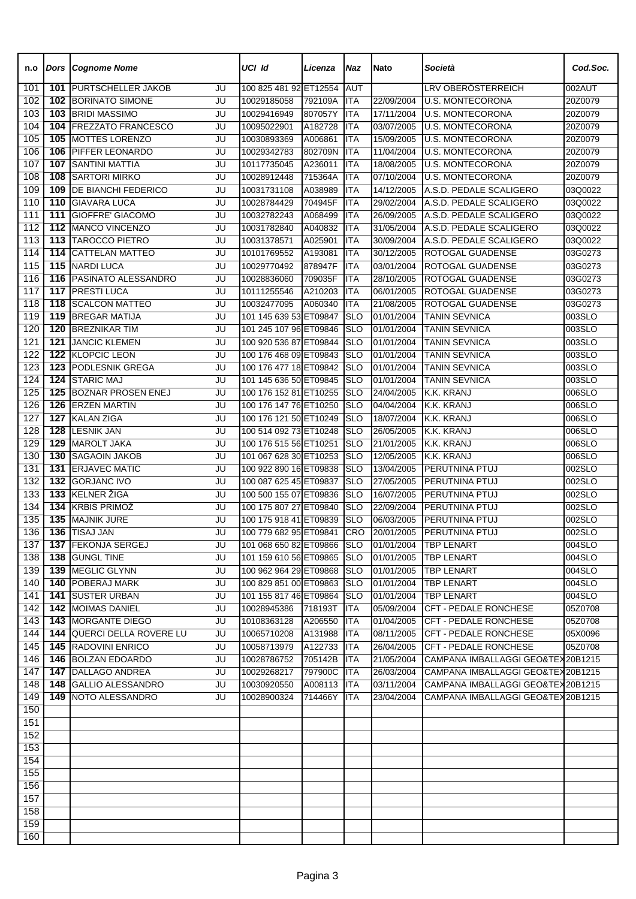| n.o | Dors | Cognome Nome | | UCI Id | Licenza | Naz | Nato | Società | Cod.Soc. |
|---|---|---|---|---|---|---|---|---|---|
| 101 | **101** | PURTSCHELLER JAKOB | JU | 100 825 481 92 | ET12554 | AUT | | LRV OBERÖSTERREICH | 002AUT |
| 102 | **102** | BORINATO SIMONE | JU | 10029185058 | 792109A | ITA | 22/09/2004 | U.S. MONTECORONA | 20Z0079 |
| 103 | **103** | BRIDI MASSIMO | JU | 10029416949 | 807057Y | ITA | 17/11/2004 | U.S. MONTECORONA | 20Z0079 |
| 104 | **104** | FREZZATO FRANCESCO | JU | 10095022901 | A182728 | ITA | 03/07/2005 | U.S. MONTECORONA | 20Z0079 |
| 105 | **105** | MOTTES LORENZO | JU | 10030893369 | A006861 | ITA | 15/09/2005 | U.S. MONTECORONA | 20Z0079 |
| 106 | **106** | PIFFER LEONARDO | JU | 10029342783 | 802709N | ITA | 11/04/2004 | U.S. MONTECORONA | 20Z0079 |
| 107 | **107** | SANTINI MATTIA | JU | 10117735045 | A236011 | ITA | 18/08/2005 | U.S. MONTECORONA | 20Z0079 |
| 108 | **108** | SARTORI MIRKO | JU | 10028912448 | 715364A | ITA | 07/10/2004 | U.S. MONTECORONA | 20Z0079 |
| 109 | **109** | DE BIANCHI FEDERICO | JU | 10031731108 | A038989 | ITA | 14/12/2005 | A.S.D. PEDALE SCALIGERO | 03Q0022 |
| 110 | **110** | GIAVARA LUCA | JU | 10028784429 | 704945F | ITA | 29/02/2004 | A.S.D. PEDALE SCALIGERO | 03Q0022 |
| 111 | **111** | GIOFFRE' GIACOMO | JU | 10032782243 | A068499 | ITA | 26/09/2005 | A.S.D. PEDALE SCALIGERO | 03Q0022 |
| 112 | **112** | MANCO VINCENZO | JU | 10031782840 | A040832 | ITA | 31/05/2004 | A.S.D. PEDALE SCALIGERO | 03Q0022 |
| 113 | **113** | TAROCCO PIETRO | JU | 10031378571 | A025901 | ITA | 30/09/2004 | A.S.D. PEDALE SCALIGERO | 03Q0022 |
| 114 | **114** | CATTELAN MATTEO | JU | 10101769552 | A193081 | ITA | 30/12/2005 | ROTOGAL GUADENSE | 03G0273 |
| 115 | **115** | NARDI LUCA | JU | 10029770492 | 878947F | ITA | 03/01/2004 | ROTOGAL GUADENSE | 03G0273 |
| 116 | **116** | PASINATO ALESSANDRO | JU | 10028836060 | 709035F | ITA | 28/10/2005 | ROTOGAL GUADENSE | 03G0273 |
| 117 | **117** | PRESTI LUCA | JU | 10111255546 | A210203 | ITA | 06/01/2005 | ROTOGAL GUADENSE | 03G0273 |
| 118 | **118** | SCALCON MATTEO | JU | 10032477095 | A060340 | ITA | 21/08/2005 | ROTOGAL GUADENSE | 03G0273 |
| 119 | **119** | BREGAR MATIJA | JU | 101 145 639 53 | ET09847 | SLO | 01/01/2004 | TANIN SEVNICA | 003SLO |
| 120 | **120** | BREZNIKAR TIM | JU | 101 245 107 96 | ET09846 | SLO | 01/01/2004 | TANIN SEVNICA | 003SLO |
| 121 | **121** | JANCIC KLEMEN | JU | 100 920 536 87 | ET09844 | SLO | 01/01/2004 | TANIN SEVNICA | 003SLO |
| 122 | **122** | KLOPCIC LEON | JU | 100 176 468 09 | ET09843 | SLO | 01/01/2004 | TANIN SEVNICA | 003SLO |
| 123 | **123** | PODLESNIK GREGA | JU | 100 176 477 18 | ET09842 | SLO | 01/01/2004 | TANIN SEVNICA | 003SLO |
| 124 | **124** | STARIC MAJ | JU | 101 145 636 50 | ET09845 | SLO | 01/01/2004 | TANIN SEVNICA | 003SLO |
| 125 | **125** | BOZNAR PROSEN ENEJ | JU | 100 176 152 81 | ET10255 | SLO | 24/04/2005 | K.K. KRANJ | 006SLO |
| 126 | **126** | ERZEN MARTIN | JU | 100 176 147 76 | ET10250 | SLO | 04/04/2004 | K.K. KRANJ | 006SLO |
| 127 | **127** | KALAN ZIGA | JU | 100 176 121 50 | ET10249 | SLO | 18/07/2004 | K.K. KRANJ | 006SLO |
| 128 | **128** | LESNIK JAN | JU | 100 514 092 73 | ET10248 | SLO | 26/05/2005 | K.K. KRANJ | 006SLO |
| 129 | **129** | MAROLT JAKA | JU | 100 176 515 56 | ET10251 | SLO | 21/01/2005 | K.K. KRANJ | 006SLO |
| 130 | **130** | SAGAOIN JAKOB | JU | 101 067 628 30 | ET10253 | SLO | 12/05/2005 | K.K. KRANJ | 006SLO |
| 131 | **131** | ERJAVEC MATIC | JU | 100 922 890 16 | ET09838 | SLO | 13/04/2005 | PERUTNINA PTUJ | 002SLO |
| 132 | **132** | GORJANC IVO | JU | 100 087 625 45 | ET09837 | SLO | 27/05/2005 | PERUTNINA PTUJ | 002SLO |
| 133 | **133** | KELNER ŽIGA | JU | 100 500 155 07 | ET09836 | SLO | 16/07/2005 | PERUTNINA PTUJ | 002SLO |
| 134 | **134** | KRBIS PRIMOŽ | JU | 100 175 807 27 | ET09840 | SLO | 22/09/2004 | PERUTNINA PTUJ | 002SLO |
| 135 | **135** | MAJNIK JURE | JU | 100 175 918 41 | ET09839 | SLO | 06/03/2005 | PERUTNINA PTUJ | 002SLO |
| 136 | **136** | TISAJ JAN | JU | 100 779 682 95 | ET09841 | CRO | 20/01/2005 | PERUTNINA PTUJ | 002SLO |
| 137 | **137** | FEKONJA SERGEJ | JU | 101 068 650 82 | ET09866 | SLO | 01/01/2004 | TBP LENART | 004SLO |
| 138 | **138** | GUNGL TINE | JU | 101 159 610 56 | ET09865 | SLO | 01/01/2005 | TBP LENART | 004SLO |
| 139 | **139** | MEGLIC GLYNN | JU | 100 962 964 29 | ET09868 | SLO | 01/01/2005 | TBP LENART | 004SLO |
| 140 | **140** | POBERAJ MARK | JU | 100 829 851 00 | ET09863 | SLO | 01/01/2004 | TBP LENART | 004SLO |
| 141 | **141** | SUSTER URBAN | JU | 101 155 817 46 | ET09864 | SLO | 01/01/2004 | TBP LENART | 004SLO |
| 142 | **142** | MOIMAS DANIEL | JU | 10028945386 | 718193T | ITA | 05/09/2004 | CFT - PEDALE RONCHESE | 05Z0708 |
| 143 | **143** | MORGANTE DIEGO | JU | 10108363128 | A206550 | ITA | 01/04/2005 | CFT - PEDALE RONCHESE | 05Z0708 |
| 144 | **144** | QUERCI DELLA ROVERE LU | JU | 10065710208 | A131988 | ITA | 08/11/2005 | CFT - PEDALE RONCHESE | 05X0096 |
| 145 | **145** | RADOVINI ENRICO | JU | 10058713979 | A122733 | ITA | 26/04/2005 | CFT - PEDALE RONCHESE | 05Z0708 |
| 146 | **146** | BOLZAN EDOARDO | JU | 10028786752 | 705142B | ITA | 21/05/2004 | CAMPANA IMBALLAGGI GEO&TEX | 20B1215 |
| 147 | **147** | DALLAGO ANDREA | JU | 10029268217 | 797900C | ITA | 26/03/2004 | CAMPANA IMBALLAGGI GEO&TEX | 20B1215 |
| 148 | **148** | GALLIO ALESSANDRO | JU | 10030920550 | A008113 | ITA | 03/11/2004 | CAMPANA IMBALLAGGI GEO&TEX | 20B1215 |
| 149 | **149** | NOTO ALESSANDRO | JU | 10028900324 | 714466Y | ITA | 23/04/2004 | CAMPANA IMBALLAGGI GEO&TEX | 20B1215 |
| 150 | | | | | | | | | |
| 151 | | | | | | | | | |
| 152 | | | | | | | | | |
| 153 | | | | | | | | | |
| 154 | | | | | | | | | |
| 155 | | | | | | | | | |
| 156 | | | | | | | | | |
| 157 | | | | | | | | | |
| 158 | | | | | | | | | |
| 159 | | | | | | | | | |
| 160 | | | | | | | | | |